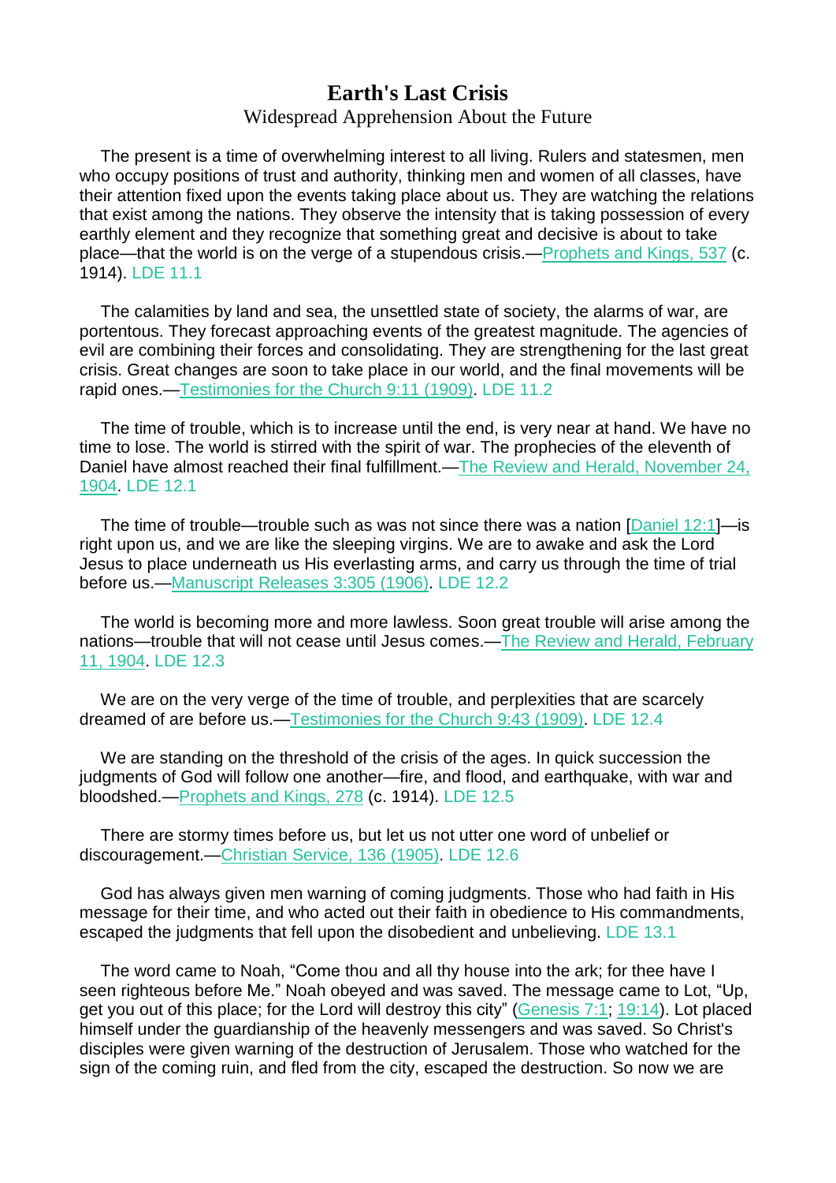# Earth's Last Crisis

Widespread Apprehension About the Future

The present is a time of overwhelming interest to all living. Rulers and statesmen, men who occupy positions of trust and authority, thinking men and women of all classes, have their attention fixed upon the events taking place about us. They are watching the relations that exist among the nations. They observe the intensity that is taking possession of every earthly element and they recognize that something great and decisive is about to take place—that the world is on the verge of a stupendous crisis.—Prophets and Kings, 537 (c. 1914). LDE 11.1

The calamities by land and sea, the unsettled state of society, the alarms of war, are portentous. They forecast approaching events of the greatest magnitude. The agencies of evil are combining their forces and consolidating. They are strengthening for the last great crisis. Great changes are soon to take place in our world, and the final movements will be rapid ones.—Testimonies for the Church 9:11 (1909). LDE 11.2

The time of trouble, which is to increase until the end, is very near at hand. We have no time to lose. The world is stirred with the spirit of war. The prophecies of the eleventh of Daniel have almost reached their final fulfillment.—The Review and Herald, November 24, 1904. LDE 12.1

The time of trouble—trouble such as was not since there was a nation [Daniel 12:1]—is right upon us, and we are like the sleeping virgins. We are to awake and ask the Lord Jesus to place underneath us His everlasting arms, and carry us through the time of trial before us.—Manuscript Releases 3:305 (1906). LDE 12.2

The world is becoming more and more lawless. Soon great trouble will arise among the nations—trouble that will not cease until Jesus comes.—The Review and Herald, February 11, 1904. LDE 12.3

We are on the very verge of the time of trouble, and perplexities that are scarcely dreamed of are before us.—Testimonies for the Church 9:43 (1909). LDE 12.4

We are standing on the threshold of the crisis of the ages. In quick succession the judgments of God will follow one another—fire, and flood, and earthquake, with war and bloodshed.—Prophets and Kings, 278 (c. 1914). LDE 12.5

There are stormy times before us, but let us not utter one word of unbelief or discouragement.—Christian Service, 136 (1905). LDE 12.6

God has always given men warning of coming judgments. Those who had faith in His message for their time, and who acted out their faith in obedience to His commandments, escaped the judgments that fell upon the disobedient and unbelieving. LDE 13.1

The word came to Noah, "Come thou and all thy house into the ark; for thee have I seen righteous before Me." Noah obeyed and was saved. The message came to Lot, "Up, get you out of this place; for the Lord will destroy this city" (Genesis 7:1; 19:14). Lot placed himself under the guardianship of the heavenly messengers and was saved. So Christ's disciples were given warning of the destruction of Jerusalem. Those who watched for the sign of the coming ruin, and fled from the city, escaped the destruction. So now we are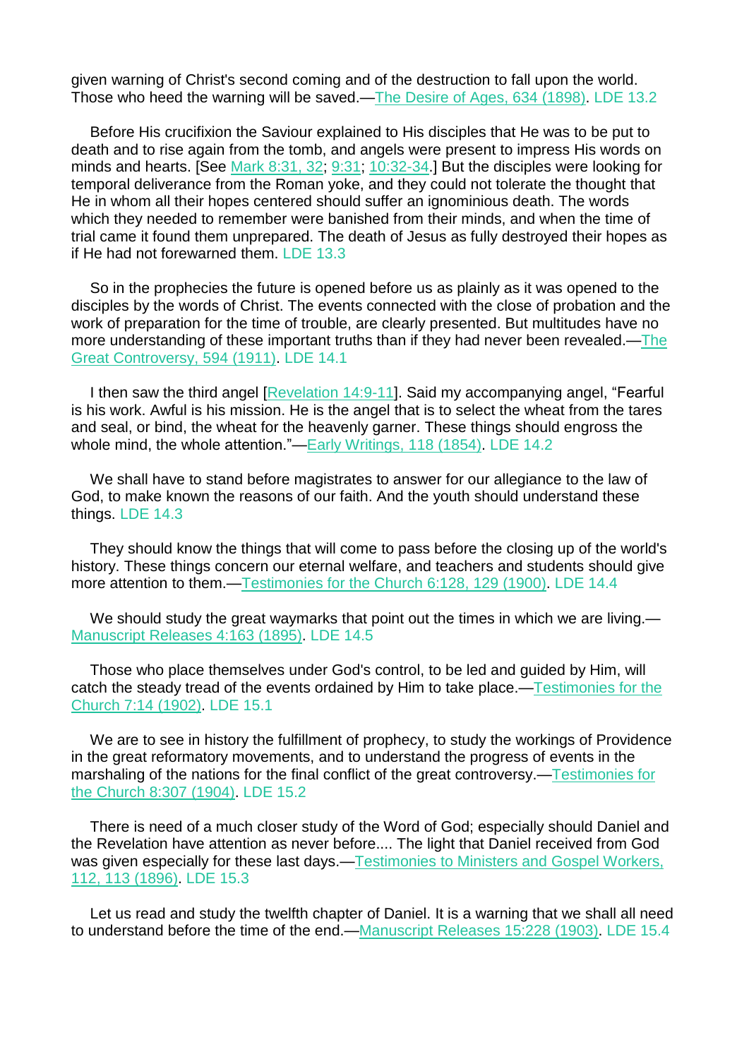given warning of Christ's second coming and of the destruction to fall upon the world. Those who heed the warning will be saved.—The Desire of Ages, 634 (1898). LDE 13.2

Before His crucifixion the Saviour explained to His disciples that He was to be put to death and to rise again from the tomb, and angels were present to impress His words on minds and hearts. [See Mark 8:31, 32; 9:31; 10:32-34.] But the disciples were looking for temporal deliverance from the Roman yoke, and they could not tolerate the thought that He in whom all their hopes centered should suffer an ignominious death. The words which they needed to remember were banished from their minds, and when the time of trial came it found them unprepared. The death of Jesus as fully destroyed their hopes as if He had not forewarned them. LDE 13.3

So in the prophecies the future is opened before us as plainly as it was opened to the disciples by the words of Christ. The events connected with the close of probation and the work of preparation for the time of trouble, are clearly presented. But multitudes have no more understanding of these important truths than if they had never been revealed.—The Great Controversy, 594 (1911). LDE 14.1

I then saw the third angel [Revelation 14:9-11]. Said my accompanying angel, "Fearful is his work. Awful is his mission. He is the angel that is to select the wheat from the tares and seal, or bind, the wheat for the heavenly garner. These things should engross the whole mind, the whole attention."—Early Writings, 118 (1854). LDE 14.2

We shall have to stand before magistrates to answer for our allegiance to the law of God, to make known the reasons of our faith. And the youth should understand these things. LDE 14.3

They should know the things that will come to pass before the closing up of the world's history. These things concern our eternal welfare, and teachers and students should give more attention to them.—Testimonies for the Church 6:128, 129 (1900). LDE 14.4

We should study the great waymarks that point out the times in which we are living.—Manuscript Releases 4:163 (1895). LDE 14.5

Those who place themselves under God's control, to be led and guided by Him, will catch the steady tread of the events ordained by Him to take place.—Testimonies for the Church 7:14 (1902). LDE 15.1

We are to see in history the fulfillment of prophecy, to study the workings of Providence in the great reformatory movements, and to understand the progress of events in the marshaling of the nations for the final conflict of the great controversy.—Testimonies for the Church 8:307 (1904). LDE 15.2

There is need of a much closer study of the Word of God; especially should Daniel and the Revelation have attention as never before.... The light that Daniel received from God was given especially for these last days.—Testimonies to Ministers and Gospel Workers, 112, 113 (1896). LDE 15.3

Let us read and study the twelfth chapter of Daniel. It is a warning that we shall all need to understand before the time of the end.—Manuscript Releases 15:228 (1903). LDE 15.4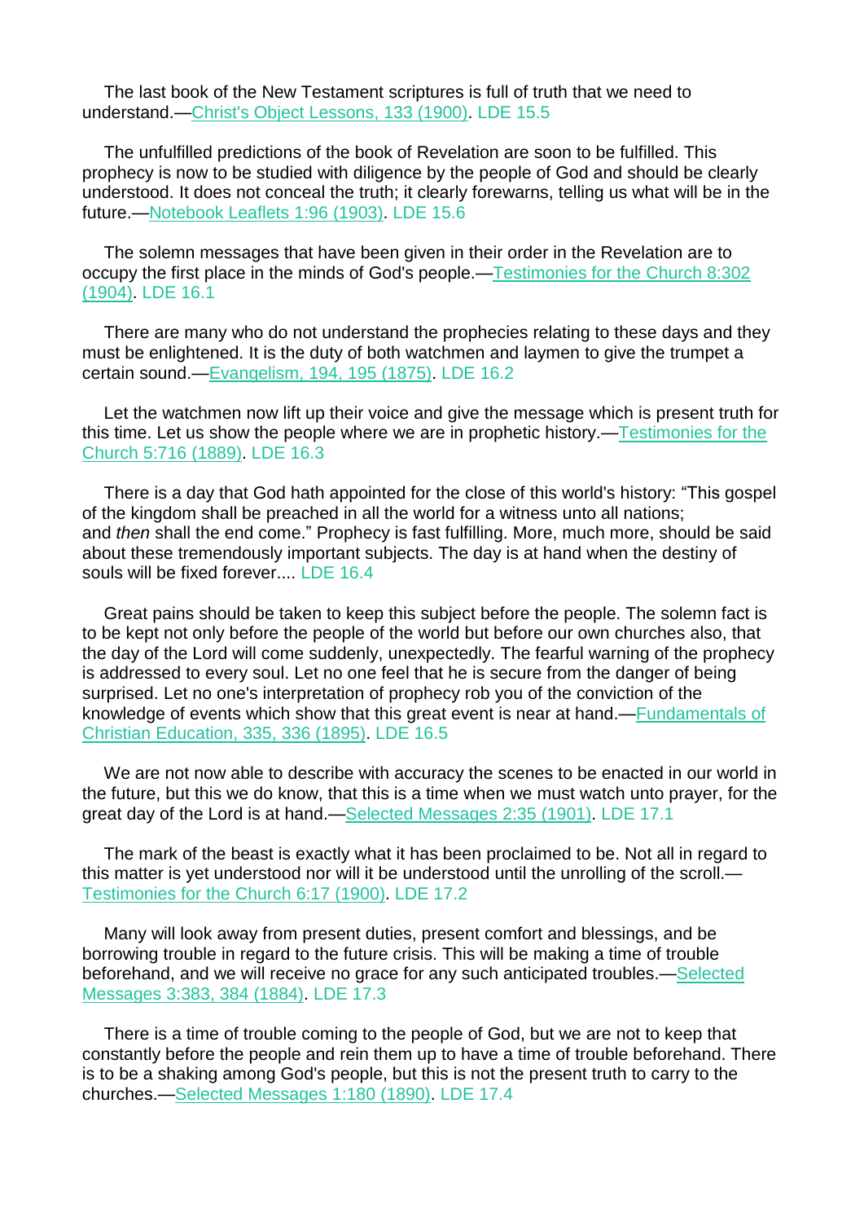The last book of the New Testament scriptures is full of truth that we need to understand.—[Christ's Object Lessons, 133 (1900)](). LDE 15.5

The unfulfilled predictions of the book of Revelation are soon to be fulfilled. This prophecy is now to be studied with diligence by the people of God and should be clearly understood. It does not conceal the truth; it clearly forewarns, telling us what will be in the future.—[Notebook Leaflets 1:96 (1903)](). LDE 15.6

The solemn messages that have been given in their order in the Revelation are to occupy the first place in the minds of God's people.—[Testimonies for the Church 8:302 (1904)](). LDE 16.1

There are many who do not understand the prophecies relating to these days and they must be enlightened. It is the duty of both watchmen and laymen to give the trumpet a certain sound.—[Evangelism, 194, 195 (1875)](). LDE 16.2

Let the watchmen now lift up their voice and give the message which is present truth for this time. Let us show the people where we are in prophetic history.—[Testimonies for the Church 5:716 (1889)](). LDE 16.3

There is a day that God hath appointed for the close of this world's history: "This gospel of the kingdom shall be preached in all the world for a witness unto all nations; and *then* shall the end come." Prophecy is fast fulfilling. More, much more, should be said about these tremendously important subjects. The day is at hand when the destiny of souls will be fixed forever.... LDE 16.4

Great pains should be taken to keep this subject before the people. The solemn fact is to be kept not only before the people of the world but before our own churches also, that the day of the Lord will come suddenly, unexpectedly. The fearful warning of the prophecy is addressed to every soul. Let no one feel that he is secure from the danger of being surprised. Let no one's interpretation of prophecy rob you of the conviction of the knowledge of events which show that this great event is near at hand.—[Fundamentals of Christian Education, 335, 336 (1895)](). LDE 16.5

We are not now able to describe with accuracy the scenes to be enacted in our world in the future, but this we do know, that this is a time when we must watch unto prayer, for the great day of the Lord is at hand.—[Selected Messages 2:35 (1901)](). LDE 17.1

The mark of the beast is exactly what it has been proclaimed to be. Not all in regard to this matter is yet understood nor will it be understood until the unrolling of the scroll.—[Testimonies for the Church 6:17 (1900)](). LDE 17.2

Many will look away from present duties, present comfort and blessings, and be borrowing trouble in regard to the future crisis. This will be making a time of trouble beforehand, and we will receive no grace for any such anticipated troubles.—[Selected Messages 3:383, 384 (1884)](). LDE 17.3

There is a time of trouble coming to the people of God, but we are not to keep that constantly before the people and rein them up to have a time of trouble beforehand. There is to be a shaking among God's people, but this is not the present truth to carry to the churches.—[Selected Messages 1:180 (1890)](). LDE 17.4